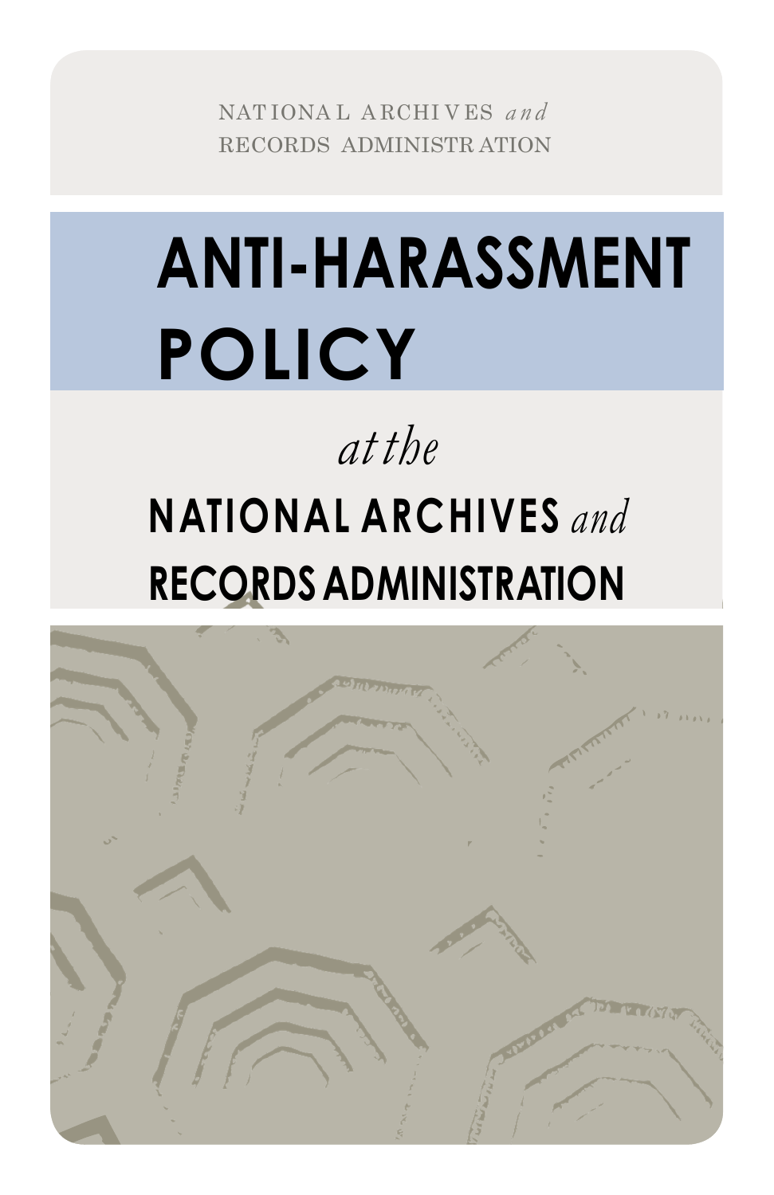NATIONAL ARCHIVES *and* RECORDS ADMINISTRATION

# ANTI-HARASSMENT POLICY

*at the*

## NATIONAL ARCHIVES *and* RECORDS ADMINISTRATION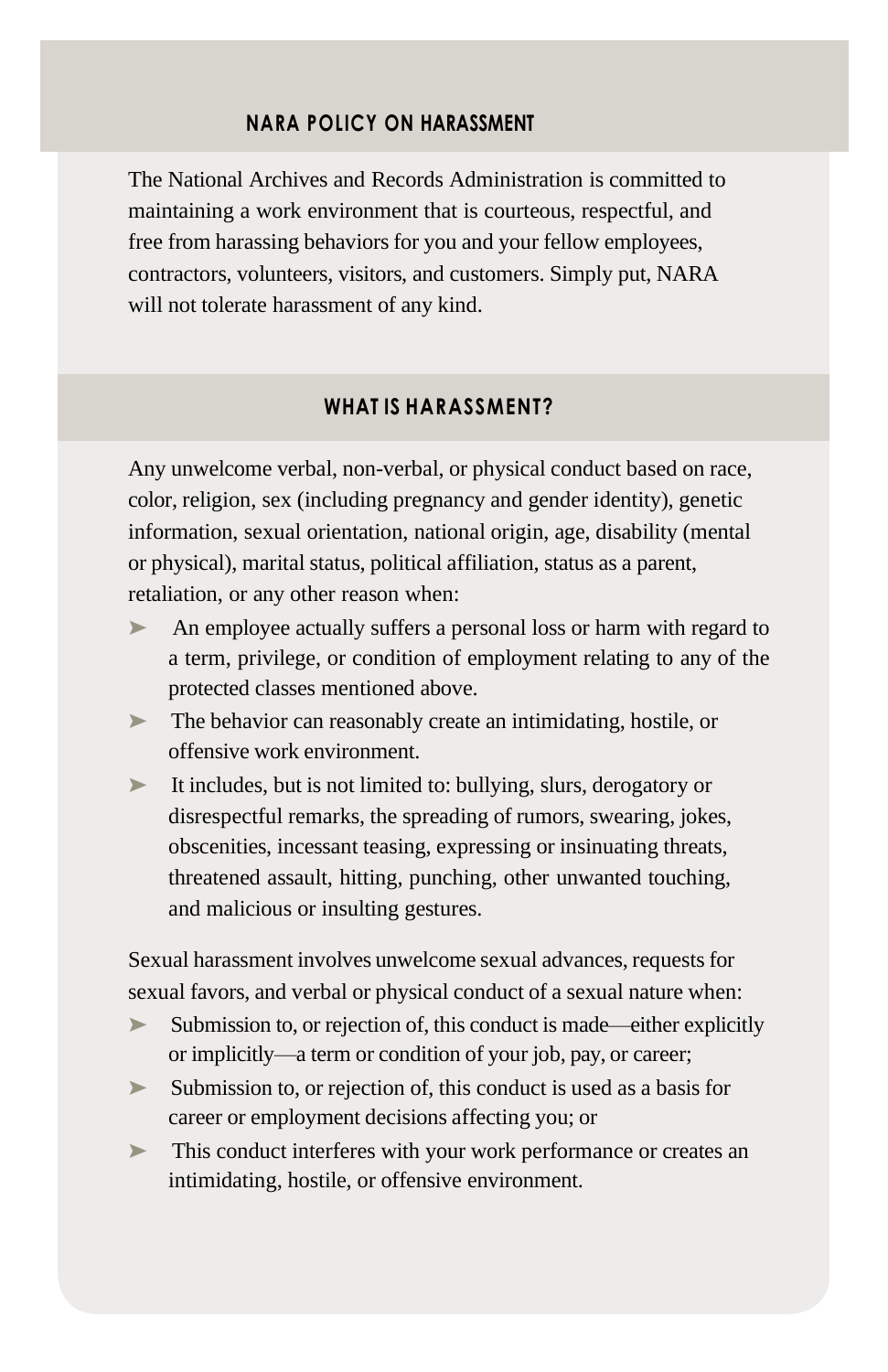## NARA POLICY ON HARASSMENT

The National Archives and Records Administration is committed to maintaining a work environment that is courteous, respectful, and free from harassing behaviors for you and your fellow employees, contractors, volunteers, visitors, and customers. Simply put, NARA will not tolerate harassment of any kind.

## WHAT IS HARASSMENT?

Any unwelcome verbal, non-verbal, or physical conduct based on race, color, religion, sex (including pregnancy and gender identity), genetic information, sexual orientation, national origin, age, disability (mental or physical), marital status, political affiliation, status as a parent, retaliation, or any other reason when:

- An employee actually suffers a personal loss or harm with regard to a term, privilege, or condition of employment relating to any of the protected classes mentioned above.
- The behavior can reasonably create an intimidating, hostile, or offensive work environment.
- It includes, but is not limited to: bullying, slurs, derogatory or disrespectful remarks, the spreading of rumors, swearing, jokes, obscenities, incessant teasing, expressing or insinuating threats, threatened assault, hitting, punching, other unwanted touching, and malicious or insulting gestures.

Sexual harassment involves unwelcome sexual advances, requests for sexual favors, and verbal or physical conduct of a sexual nature when:

- Submission to, or rejection of, this conduct is made—either explicitly or implicitly—a term or condition of your job, pay, or career;
- Submission to, or rejection of, this conduct is used as a basis for career or employment decisions affecting you; or
- This conduct interferes with your work performance or creates an intimidating, hostile, or offensive environment.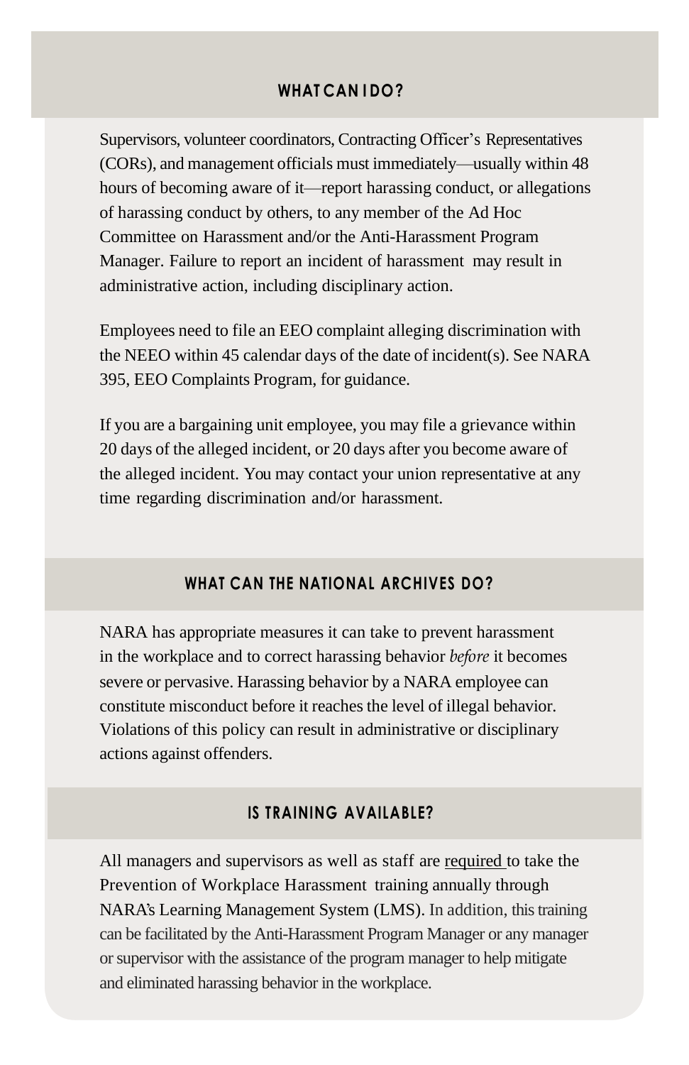## WHAT CAN I DO?

Supervisors, volunteer coordinators, Contracting Officer's Representatives (CORs), and management officials must immediately—usually within 48 hours of becoming aware of it—report harassing conduct, or allegations of harassing conduct by others, to any member of the Ad Hoc Committee on Harassment and/or the Anti-Harassment Program Manager. Failure to report an incident of harassment may result in administrative action, including disciplinary action.

Employees need to file an EEO complaint alleging discrimination with the NEEO within 45 calendar days of the date of incident(s). See NARA 395, EEO Complaints Program, for guidance.

If you are a bargaining unit employee, you may file a grievance within 20 days of the alleged incident, or 20 days after you become aware of the alleged incident. You may contact your union representative at any time regarding discrimination and/or harassment.

## WHAT CAN THE NATIONAL ARCHIVES DO?

NARA has appropriate measures it can take to prevent harassment in the workplace and to correct harassing behavior *before* it becomes severe or pervasive. Harassing behavior by a NARA employee can constitute misconduct before it reaches the level of illegal behavior. Violations of this policy can result in administrative or disciplinary actions against offenders.

## IS TRAINING AVAILABLE?

All managers and supervisors as well as staff are <u>required</u> to take the Prevention of Workplace Harassment training annually through NARA's Learning Management System (LMS). In addition, this training can be facilitated by the Anti-Harassment Program Manager or any manager or supervisor with the assistance of the program manager to help mitigate and eliminated harassing behavior in the workplace.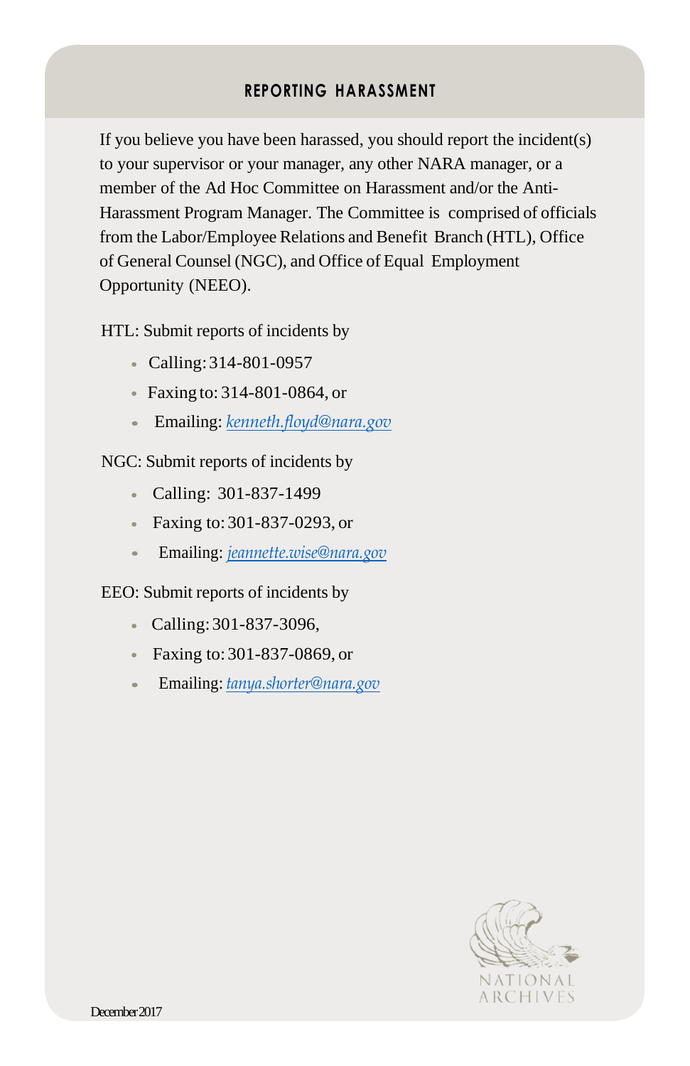## REPORTING HARASSMENT

If you believe you have been harassed, you should report the incident(s) to your supervisor or your manager, any other NARA manager, or a member of the Ad Hoc Committee on Harassment and/or the Anti-Harassment Program Manager. The Committee is comprised of officials from the Labor/Employee Relations and Benefit Branch (HTL), Office of General Counsel (NGC), and Office of Equal Employment Opportunity (NEEO).

HTL: Submit reports of incidents by

- Calling: 314-801-0957
- Faxing to: 314-801-0864, or
- Emailing: *kenneth.floyd@nara.gov*

NGC: Submit reports of incidents by

- Calling: 301-837-1499
- Faxing to: 301-837-0293, or
- Emailing: *jeannette.wise@nara.gov*

EEO: Submit reports of incidents by

- Calling: 301-837-3096,
- Faxing to: 301-837-0869, or
- Emailing: *tanya.shorter@nara.gov*

NATIONAL ARCHIVES

December 2017